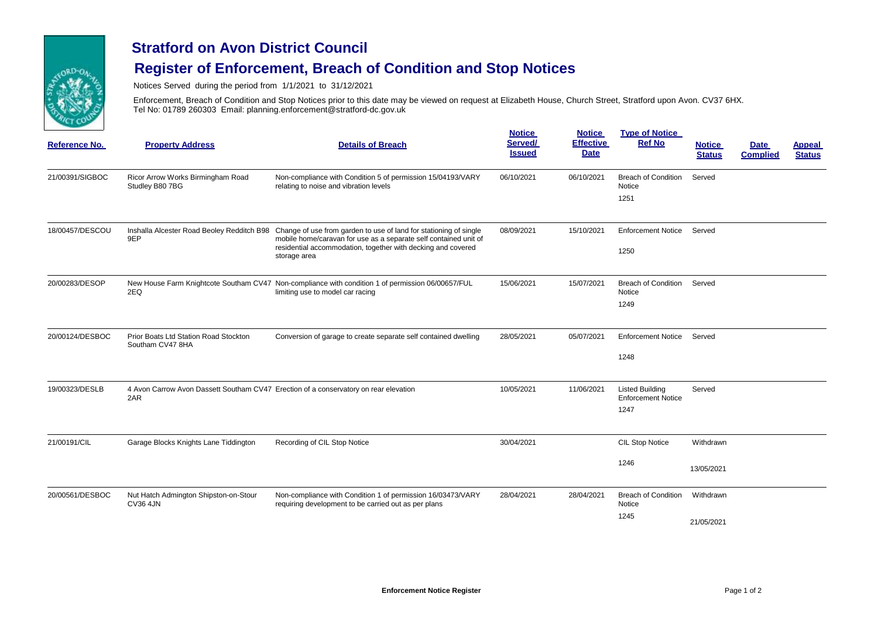# Stratford on Avon District Council

## Register of Enforcement, Breach of Condition and Stop Notices

Notices Served during the period from 1/1/2021 to 31/12/2021

Enforcement, Breach of Condition and Stop Notices prior to this date may be viewed on request at Elizabeth House, Church Street, Stratford upon Avon. CV37 6HX.
Tel No: 01789 260303 Email: planning.enforcement@stratford-dc.gov.uk

| Reference No. | Property Address | Details of Breach | Notice Served/ Issued | Notice Effective Date | Type of Notice Ref No | Notice Status | Date Complied | Appeal Status |
|---|---|---|---|---|---|---|---|---|
| 21/00391/SIGBOC | Ricor Arrow Works Birmingham Road Studley B80 7BG | Non-compliance with Condition 5 of permission 15/04193/VARY relating to noise and vibration levels | 06/10/2021 | 06/10/2021 | Breach of Condition Notice 1251 | Served | | |
| 18/00457/DESCOU | Inshalla Alcester Road Beoley Redditch B98 9EP | Change of use from garden to use of land for stationing of single mobile home/caravan for use as a separate self contained unit of residential accommodation, together with decking and covered storage area | 08/09/2021 | 15/10/2021 | Enforcement Notice 1250 | Served | | |
| 20/00283/DESOP | New House Farm Knightcote Southam CV47 2EQ | Non-compliance with condition 1 of permission 06/00657/FUL limiting use to model car racing | 15/06/2021 | 15/07/2021 | Breach of Condition Notice 1249 | Served | | |
| 20/00124/DESBOC | Prior Boats Ltd Station Road Stockton Southam CV47 8HA | Conversion of garage to create separate self contained dwelling | 28/05/2021 | 05/07/2021 | Enforcement Notice 1248 | Served | | |
| 19/00323/DESLB | 4 Avon Carrow Avon Dassett Southam CV47 2AR | Erection of a conservatory on rear elevation | 10/05/2021 | 11/06/2021 | Listed Building Enforcement Notice 1247 | Served | | |
| 21/00191/CIL | Garage Blocks Knights Lane Tiddington | Recording of CIL Stop Notice | 30/04/2021 | | CIL Stop Notice 1246 | Withdrawn 13/05/2021 | | |
| 20/00561/DESBOC | Nut Hatch Admington Shipston-on-Stour CV36 4JN | Non-compliance with Condition 1 of permission 16/03473/VARY requiring development to be carried out as per plans | 28/04/2021 | 28/04/2021 | Breach of Condition Notice 1245 | Withdrawn 21/05/2021 | | |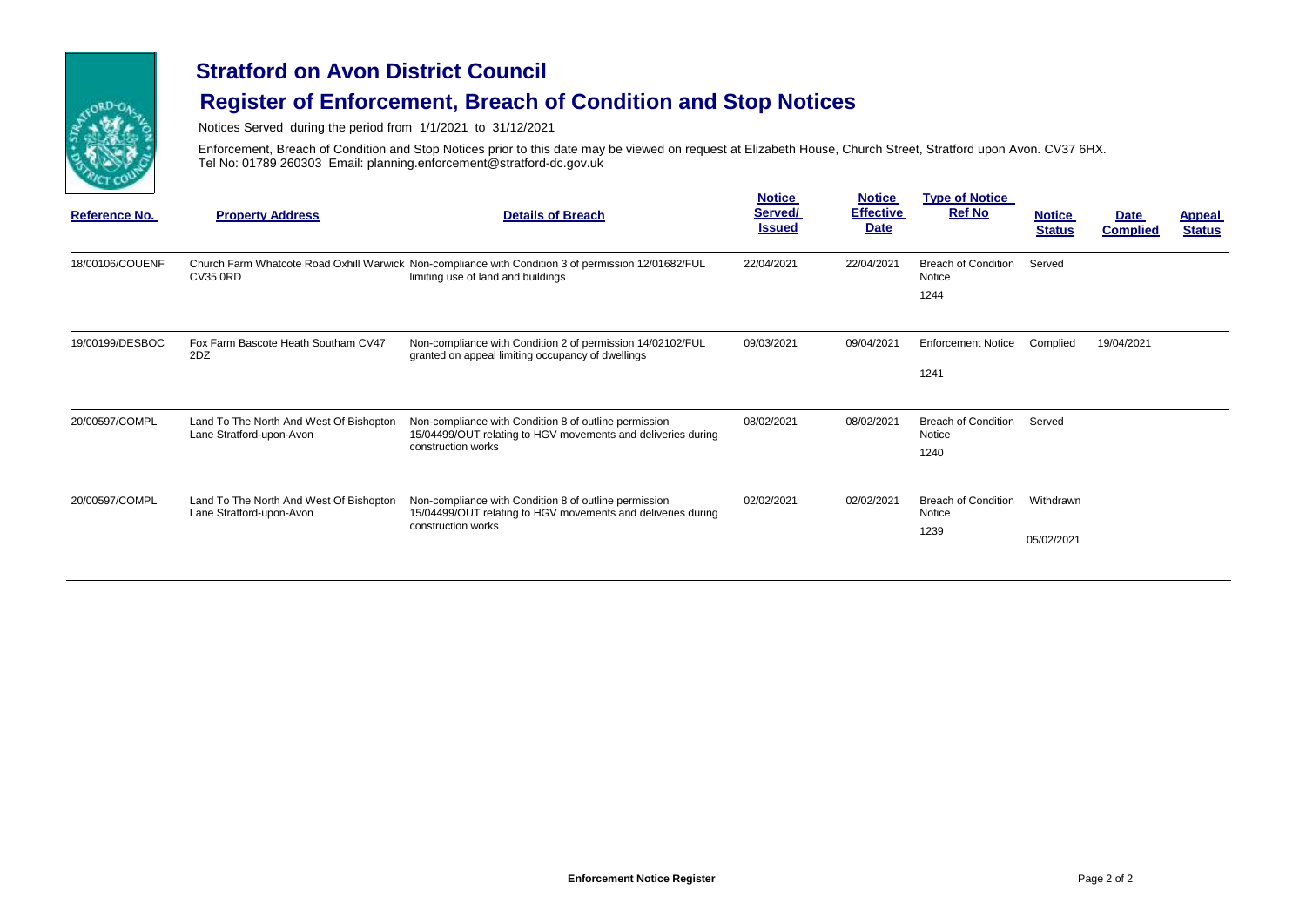## Stratford on Avon District Council

## Register of Enforcement, Breach of Condition and Stop Notices

Notices Served during the period from 1/1/2021 to 31/12/2021

Enforcement, Breach of Condition and Stop Notices prior to this date may be viewed on request at Elizabeth House, Church Street, Stratford upon Avon. CV37 6HX.
Tel No: 01789 260303 Email: planning.enforcement@stratford-dc.gov.uk

| Reference No. | Property Address | Details of Breach | Notice Served/ Issued | Notice Effective Date | Type of Notice Ref No | Notice Status | Date Complied | Appeal Status |
|---|---|---|---|---|---|---|---|---|
| 18/00106/COUENF | Church Farm Whatcote Road Oxhill Warwick CV35 0RD | Non-compliance with Condition 3 of permission 12/01682/FUL limiting use of land and buildings | 22/04/2021 | 22/04/2021 | Breach of Condition Notice 1244 | Served | | |
| 19/00199/DESBOC | Fox Farm Bascote Heath Southam CV47 2DZ | Non-compliance with Condition 2 of permission 14/02102/FUL granted on appeal limiting occupancy of dwellings | 09/03/2021 | 09/04/2021 | Enforcement Notice 1241 | Complied | 19/04/2021 | |
| 20/00597/COMPL | Land To The North And West Of Bishopton Lane Stratford-upon-Avon | Non-compliance with Condition 8 of outline permission 15/04499/OUT relating to HGV movements and deliveries during construction works | 08/02/2021 | 08/02/2021 | Breach of Condition Notice 1240 | Served | | |
| 20/00597/COMPL | Land To The North And West Of Bishopton Lane Stratford-upon-Avon | Non-compliance with Condition 8 of outline permission 15/04499/OUT relating to HGV movements and deliveries during construction works | 02/02/2021 | 02/02/2021 | Breach of Condition Notice 1239 | Withdrawn 05/02/2021 | | |

Enforcement Notice Register